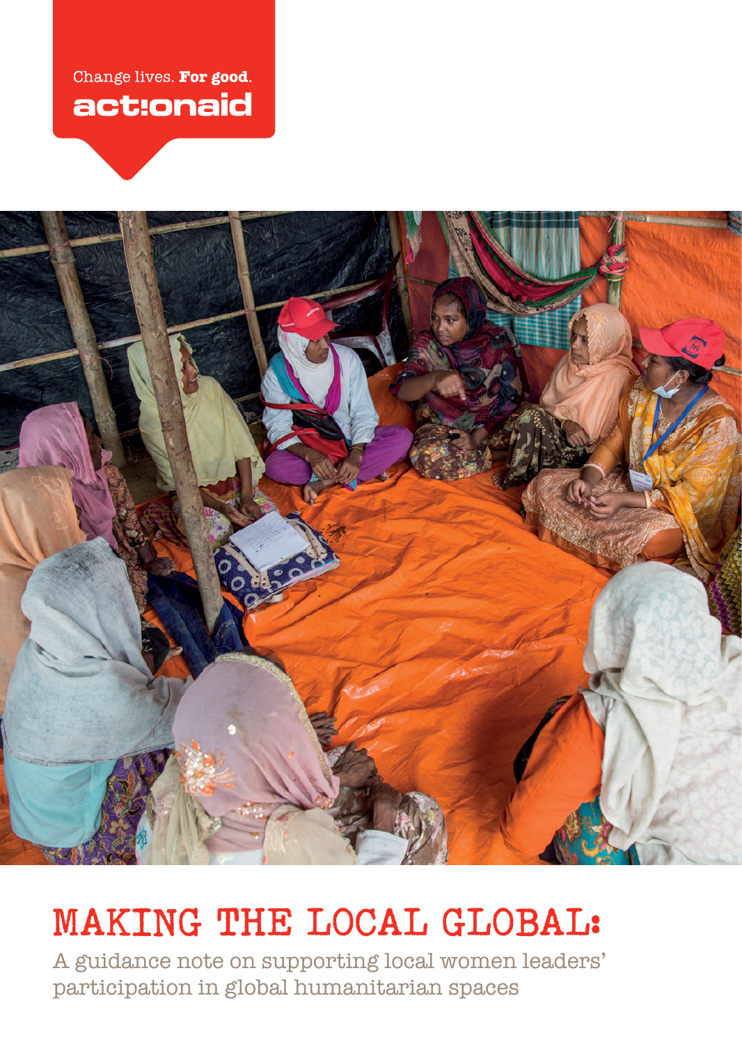Change lives. **For good.**

actionaid

# MAKING THE LOCAL GLOBAL:

A guidance note on supporting local women leaders' participation in global humanitarian spaces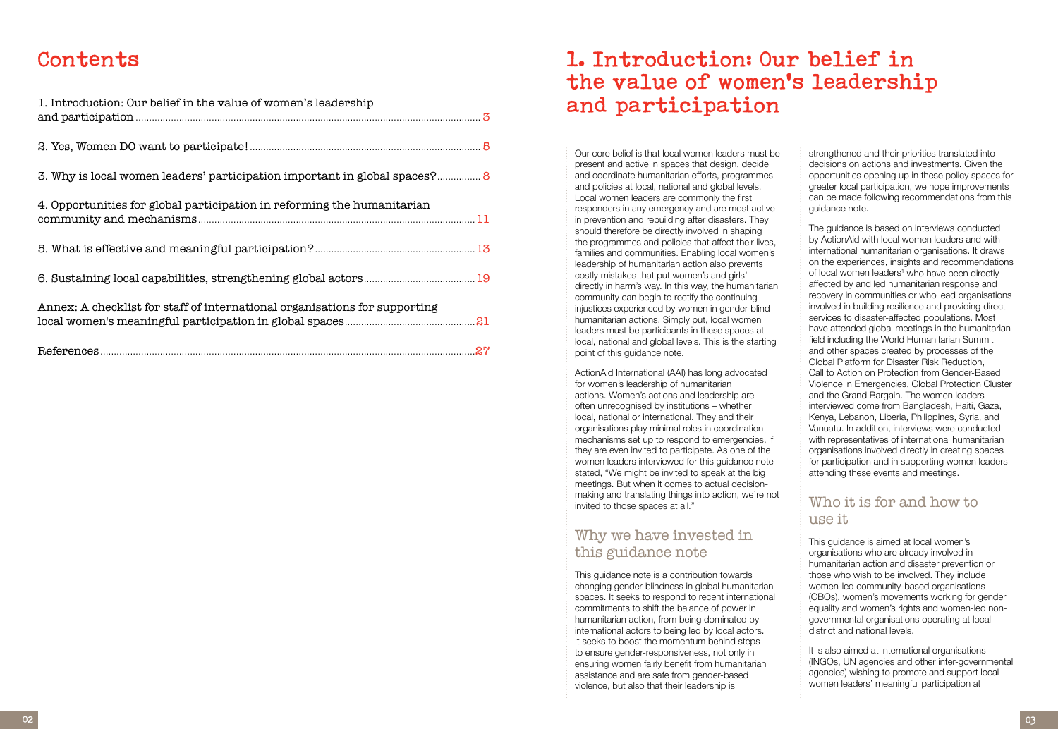# Contents

1. Introduction: Our belief in the value of women's leadership and participation ........ 3

2. Yes, Women DO want to participate! ........ 5

3. Why is local women leaders' participation important in global spaces? ........ 8

4. Opportunities for global participation in reforming the humanitarian community and mechanisms ........ 11

5. What is effective and meaningful participation? ........ 13

6. Sustaining local capabilities, strengthening global actors ........ 19

Annex: A checklist for staff of international organisations for supporting local women's meaningful participation in global spaces ........ 21

References ........ 27

# 1. Introduction: Our belief in the value of women's leadership and participation

Our core belief is that local women leaders must be present and active in spaces that design, decide and coordinate humanitarian efforts, programmes and policies at local, national and global levels. Local women leaders are commonly the first responders in any emergency and are most active in prevention and rebuilding after disasters. They should therefore be directly involved in shaping the programmes and policies that affect their lives, families and communities. Enabling local women's leadership of humanitarian action also prevents costly mistakes that put women's and girls' directly in harm's way. In this way, the humanitarian community can begin to rectify the continuing injustices experienced by women in gender-blind humanitarian actions. Simply put, local women leaders must be participants in these spaces at local, national and global levels. This is the starting point of this guidance note.

ActionAid International (AAI) has long advocated for women's leadership of humanitarian actions. Women's actions and leadership are often unrecognised by institutions – whether local, national or international. They and their organisations play minimal roles in coordination mechanisms set up to respond to emergencies, if they are even invited to participate. As one of the women leaders interviewed for this guidance note stated, "We might be invited to speak at the big meetings. But when it comes to actual decision-making and translating things into action, we're not invited to those spaces at all."

## Why we have invested in this guidance note

This guidance note is a contribution towards changing gender-blindness in global humanitarian spaces. It seeks to respond to recent international commitments to shift the balance of power in humanitarian action, from being dominated by international actors to being led by local actors. It seeks to boost the momentum behind steps to ensure gender-responsiveness, not only in ensuring women fairly benefit from humanitarian assistance and are safe from gender-based violence, but also that their leadership is strengthened and their priorities translated into decisions on actions and investments. Given the opportunities opening up in these policy spaces for greater local participation, we hope improvements can be made following recommendations from this guidance note.

The guidance is based on interviews conducted by ActionAid with local women leaders and with international humanitarian organisations. It draws on the experiences, insights and recommendations of local women leaders[1] who have been directly affected by and led humanitarian response and recovery in communities or who lead organisations involved in building resilience and providing direct services to disaster-affected populations. Most have attended global meetings in the humanitarian field including the World Humanitarian Summit and other spaces created by processes of the Global Platform for Disaster Risk Reduction, Call to Action on Protection from Gender-Based Violence in Emergencies, Global Protection Cluster and the Grand Bargain. The women leaders interviewed come from Bangladesh, Haiti, Gaza, Kenya, Lebanon, Liberia, Philippines, Syria, and Vanuatu. In addition, interviews were conducted with representatives of international humanitarian organisations involved directly in creating spaces for participation and in supporting women leaders attending these events and meetings.

## Who it is for and how to use it

This guidance is aimed at local women's organisations who are already involved in humanitarian action and disaster prevention or those who wish to be involved. They include women-led community-based organisations (CBOs), women's movements working for gender equality and women's rights and women-led non-governmental organisations operating at local district and national levels.

It is also aimed at international organisations (INGOs, UN agencies and other inter-governmental agencies) wishing to promote and support local women leaders' meaningful participation at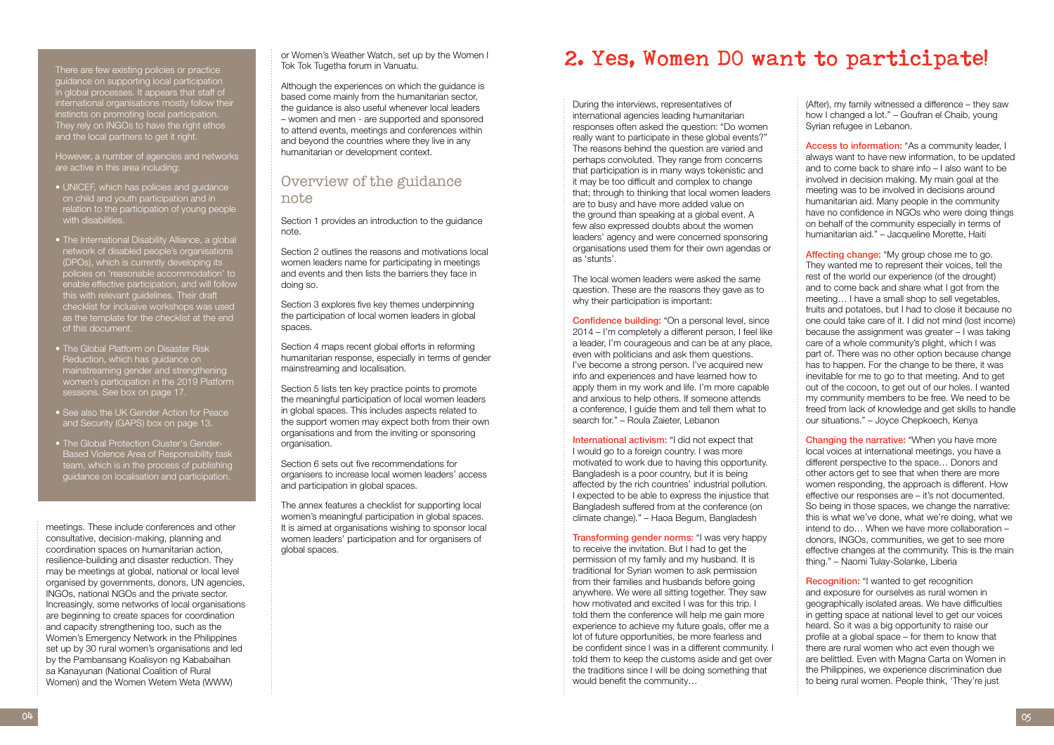There are few existing policies or practice guidance on supporting local participation in global processes. It appears that staff of international organisations mostly follow their instincts on promoting local participation. They rely on INGOs to have the right ethos and the local partners to get it right.

However, a number of agencies and networks are active in this area including:

- UNICEF, which has policies and guidance on child and youth participation and in relation to the participation of young people with disabilities.
- The International Disability Alliance, a global network of disabled people's organisations (DPOs), which is currently developing its policies on 'reasonable accommodation' to enable effective participation, and will follow this with relevant guidelines. Their draft checklist for inclusive workshops was used as the template for the checklist at the end of this document.
- The Global Platform on Disaster Risk Reduction, which has guidance on mainstreaming gender and strengthening women's participation in the 2019 Platform sessions. See box on page 17.
- See also the UK Gender Action for Peace and Security (GAPS) box on page 13.
- The Global Protection Cluster's Gender-Based Violence Area of Responsibility task team, which is in the process of publishing guidance on localisation and participation.

meetings. These include conferences and other consultative, decision-making, planning and coordination spaces on humanitarian action, resilience-building and disaster reduction. They may be meetings at global, national or local level organised by governments, donors, UN agencies, INGOs, national NGOs and the private sector. Increasingly, some networks of local organisations are beginning to create spaces for coordination and capacity strengthening too, such as the Women's Emergency Network in the Philippines set up by 30 rural women's organisations and led by the Pambansang Koalisyon ng Kababaihan sa Kanayunan (National Coalition of Rural Women) and the Women Wetem Weta (WWW) or Women's Weather Watch, set up by the Women I Tok Tok Tugetha forum in Vanuatu.

Although the experiences on which the guidance is based come mainly from the humanitarian sector, the guidance is also useful whenever local leaders – women and men - are supported and sponsored to attend events, meetings and conferences within and beyond the countries where they live in any humanitarian or development context.

## Overview of the guidance note

Section 1 provides an introduction to the guidance note.

Section 2 outlines the reasons and motivations local women leaders name for participating in meetings and events and then lists the barriers they face in doing so.

Section 3 explores five key themes underpinning the participation of local women leaders in global spaces.

Section 4 maps recent global efforts in reforming humanitarian response, especially in terms of gender mainstreaming and localisation.

Section 5 lists ten key practice points to promote the meaningful participation of local women leaders in global spaces. This includes aspects related to the support women may expect both from their own organisations and from the inviting or sponsoring organisation.

Section 6 sets out five recommendations for organisers to increase local women leaders' access and participation in global spaces.

The annex features a checklist for supporting local women's meaningful participation in global spaces. It is aimed at organisations wishing to sponsor local women leaders' participation and for organisers of global spaces.

# 2. Yes, Women DO want to participate!

During the interviews, representatives of international agencies leading humanitarian responses often asked the question: "Do women really want to participate in these global events?" The reasons behind the question are varied and perhaps convoluted. They range from concerns that participation is in many ways tokenistic and it may be too difficult and complex to change that; through to thinking that local women leaders are to busy and have more added value on the ground than speaking at a global event. A few also expressed doubts about the women leaders' agency and were concerned sponsoring organisations used them for their own agendas or as 'stunts'.

The local women leaders were asked the same question. These are the reasons they gave as to why their participation is important:

**Confidence building:** "On a personal level, since 2014 – I'm completely a different person, I feel like a leader, I'm courageous and can be at any place, even with politicians and ask them questions. I've become a strong person. I've acquired new info and experiences and have learned how to apply them in my work and life. I'm more capable and anxious to help others. If someone attends a conference, I guide them and tell them what to search for." – Roula Zaieter, Lebanon

**International activism:** "I did not expect that I would go to a foreign country. I was more motivated to work due to having this opportunity. Bangladesh is a poor country, but it is being affected by the rich countries' industrial pollution. I expected to be able to express the injustice that Bangladesh suffered from at the conference (on climate change)." – Haoa Begum, Bangladesh

**Transforming gender norms:** "I was very happy to receive the invitation. But I had to get the permission of my family and my husband. It is traditional for Syrian women to ask permission from their families and husbands before going anywhere. We were all sitting together. They saw how motivated and excited I was for this trip. I told them the conference will help me gain more experience to achieve my future goals, offer me a lot of future opportunities, be more fearless and be confident since I was in a different community. I told them to keep the customs aside and get over the traditions since I will be doing something that would benefit the community… (After), my family witnessed a difference – they saw how I changed a lot." – Goufran el Chaib, young Syrian refugee in Lebanon.

**Access to information:** "As a community leader, I always want to have new information, to be updated and to come back to share info – I also want to be involved in decision making. My main goal at the meeting was to be involved in decisions around humanitarian aid. Many people in the community have no confidence in NGOs who were doing things on behalf of the community especially in terms of humanitarian aid." – Jacqueline Morette, Haiti

**Affecting change:** "My group chose me to go. They wanted me to represent their voices, tell the rest of the world our experience (of the drought) and to come back and share what I got from the meeting… I have a small shop to sell vegetables, fruits and potatoes, but I had to close it because no one could take care of it. I did not mind (lost income) because the assignment was greater – I was taking care of a whole community's plight, which I was part of. There was no other option because change has to happen. For the change to be there, it was inevitable for me to go to that meeting. And to get out of the cocoon, to get out of our holes. I wanted my community members to be free. We need to be freed from lack of knowledge and get skills to handle our situations." – Joyce Chepkoech, Kenya

**Changing the narrative:** "When you have more local voices at international meetings, you have a different perspective to the space… Donors and other actors get to see that when there are more women responding, the approach is different. How effective our responses are – it's not documented. So being in those spaces, we change the narrative: this is what we've done, what we're doing, what we intend to do… When we have more collaboration – donors, INGOs, communities, we get to see more effective changes at the community. This is the main thing." – Naomi Tulay-Solanke, Liberia

**Recognition:** "I wanted to get recognition and exposure for ourselves as rural women in geographically isolated areas. We have difficulties in getting space at national level to get our voices heard. So it was a big opportunity to raise our profile at a global space – for them to know that there are rural women who act even though we are belittled. Even with Magna Carta on Women in the Philippines, we experience discrimination due to being rural women. People think, 'They're just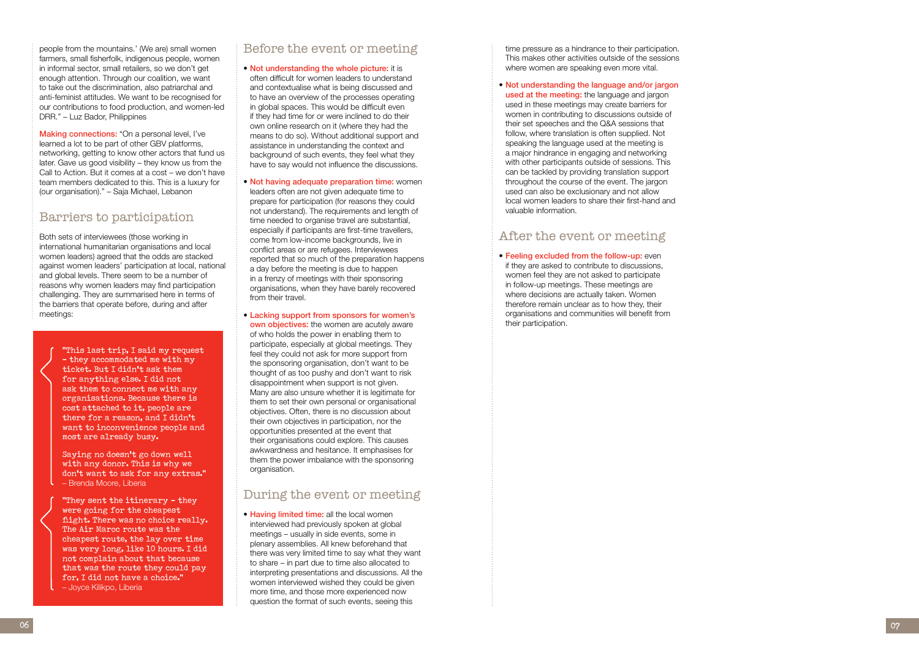people from the mountains.' (We are) small women farmers, small fisherfolk, indigenous people, women in informal sector, small retailers, so we don't get enough attention. Through our coalition, we want to take out the discrimination, also patriarchal and anti-feminist attitudes. We want to be recognised for our contributions to food production, and women-led DRR." – Luz Bador, Philippines

**Making connections:** "On a personal level, I've learned a lot to be part of other GBV platforms, networking, getting to know other actors that fund us later. Gave us good visibility – they know us from the Call to Action. But it comes at a cost – we don't have team members dedicated to this. This is a luxury for (our organisation)." – Saja Michael, Lebanon

## Barriers to participation

Both sets of interviewees (those working in international humanitarian organisations and local women leaders) agreed that the odds are stacked against women leaders' participation at local, national and global levels. There seem to be a number of reasons why women leaders may find participation challenging. They are summarised here in terms of the barriers that operate before, during and after meetings:

> "This last trip, I said my request – they accommodated me with my ticket. But I didn't ask them for anything else. I did not ask them to connect me with any organisations. Because there is cost attached to it, people are there for a reason, and I didn't want to inconvenience people and most are already busy.
>
> Saying no doesn't go down well with any donor. This is why we don't want to ask for any extras."
> – Brenda Moore, Liberia

> "They sent the itinerary – they were going for the cheapest flight. There was no choice really. The Air Maroc route was the cheapest route, the lay over time was very long, like 10 hours. I did not complain about that because that was the route they could pay for, I did not have a choice."
> – Joyce Kilikpo, Liberia

### Before the event or meeting

- **Not understanding the whole picture:** it is often difficult for women leaders to understand and contextualise what is being discussed and to have an overview of the processes operating in global spaces. This would be difficult even if they had time for or were inclined to do their own online research on it (where they had the means to do so). Without additional support and assistance in understanding the context and background of such events, they feel what they have to say would not influence the discussions.
- **Not having adequate preparation time:** women leaders often are not given adequate time to prepare for participation (for reasons they could not understand). The requirements and length of time needed to organise travel are substantial, especially if participants are first-time travellers, come from low-income backgrounds, live in conflict areas or are refugees. Interviewees reported that so much of the preparation happens a day before the meeting is due to happen in a frenzy of meetings with their sponsoring organisations, when they have barely recovered from their travel.
- **Lacking support from sponsors for women's own objectives:** the women are acutely aware of who holds the power in enabling them to participate, especially at global meetings. They feel they could not ask for more support from the sponsoring organisation, don't want to be thought of as too pushy and don't want to risk disappointment when support is not given. Many are also unsure whether it is legitimate for them to set their own personal or organisational objectives. Often, there is no discussion about their own objectives in participation, nor the opportunities presented at the event that their organisations could explore. This causes awkwardness and hesitance. It emphasises for them the power imbalance with the sponsoring organisation.

### During the event or meeting

- **Having limited time:** all the local women interviewed had previously spoken at global meetings – usually in side events, some in plenary assemblies. All knew beforehand that there was very limited time to say what they want to share – in part due to time also allocated to interpreting presentations and discussions. All the women interviewed wished they could be given more time, and those more experienced now question the format of such events, seeing this time pressure as a hindrance to their participation. This makes other activities outside of the sessions where women are speaking even more vital.
- **Not understanding the language and/or jargon used at the meeting:** the language and jargon used in these meetings may create barriers for women in contributing to discussions outside of their set speeches and the Q&A sessions that follow, where translation is often supplied. Not speaking the language used at the meeting is a major hindrance in engaging and networking with other participants outside of sessions. This can be tackled by providing translation support throughout the course of the event. The jargon used can also be exclusionary and not allow local women leaders to share their first-hand and valuable information.

### After the event or meeting

- **Feeling excluded from the follow-up:** even if they are asked to contribute to discussions, women feel they are not asked to participate in follow-up meetings. These meetings are where decisions are actually taken. Women therefore remain unclear as to how they, their organisations and communities will benefit from their participation.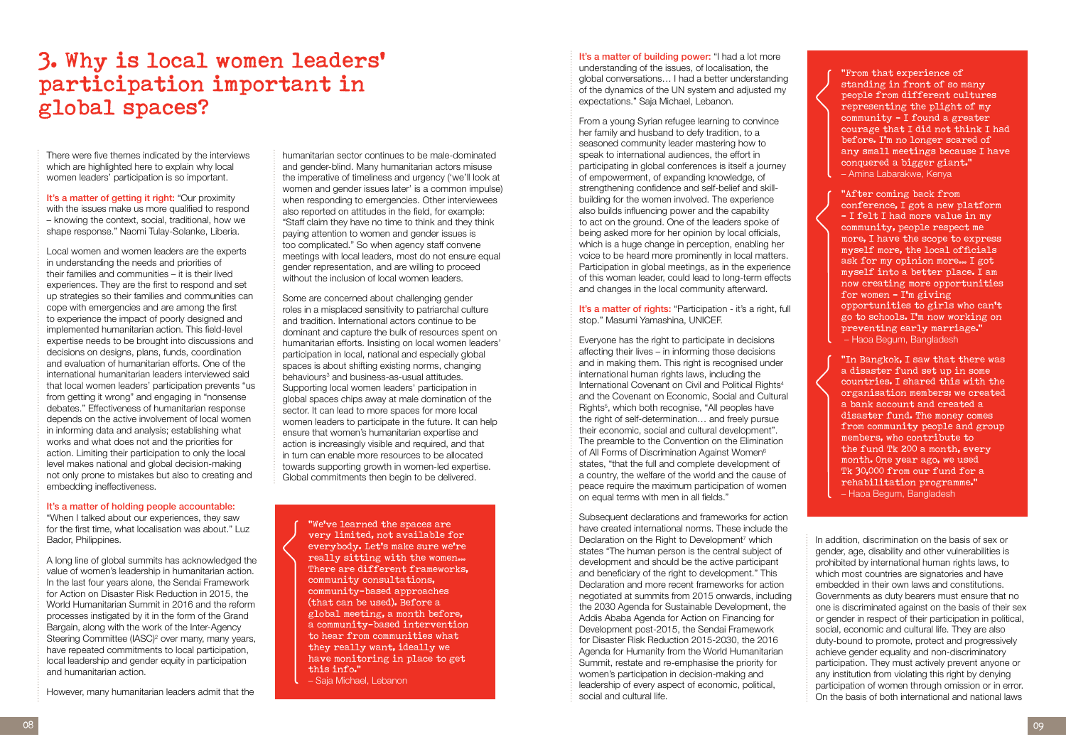# 3. Why is local women leaders' participation important in global spaces?

There were five themes indicated by the interviews which are highlighted here to explain why local women leaders' participation is so important.

**It's a matter of getting it right:** "Our proximity with the issues make us more qualified to respond – knowing the context, social, traditional, how we shape response." Naomi Tulay-Solanke, Liberia.

Local women and women leaders are the experts in understanding the needs and priorities of their families and communities – it is their lived experiences. They are the first to respond and set up strategies so their families and communities can cope with emergencies and are among the first to experience the impact of poorly designed and implemented humanitarian action. This field-level expertise needs to be brought into discussions and decisions on designs, plans, funds, coordination and evaluation of humanitarian efforts. One of the international humanitarian leaders interviewed said that local women leaders' participation prevents "us from getting it wrong" and engaging in "nonsense debates." Effectiveness of humanitarian response depends on the active involvement of local women in informing data and analysis; establishing what works and what does not and the priorities for action. Limiting their participation to only the local level makes national and global decision-making not only prone to mistakes but also to creating and embedding ineffectiveness.

**It's a matter of holding people accountable:** "When I talked about our experiences, they saw for the first time, what localisation was about." Luz Bador, Philippines.

A long line of global summits has acknowledged the value of women's leadership in humanitarian action. In the last four years alone, the Sendai Framework for Action on Disaster Risk Reduction in 2015, the World Humanitarian Summit in 2016 and the reform processes instigated by it in the form of the Grand Bargain, along with the work of the Inter-Agency Steering Committee (IASC)[2] over many, many years, have repeated commitments to local participation, local leadership and gender equity in participation and humanitarian action.

However, many humanitarian leaders admit that the humanitarian sector continues to be male-dominated and gender-blind. Many humanitarian actors misuse the imperative of timeliness and urgency ('we'll look at women and gender issues later' is a common impulse) when responding to emergencies. Other interviewees also reported on attitudes in the field, for example: "Staff claim they have no time to think and they think paying attention to women and gender issues is too complicated." So when agency staff convene meetings with local leaders, most do not ensure equal gender representation, and are willing to proceed without the inclusion of local women leaders.

Some are concerned about challenging gender roles in a misplaced sensitivity to patriarchal culture and tradition. International actors continue to be dominant and capture the bulk of resources spent on humanitarian efforts. Insisting on local women leaders' participation in local, national and especially global spaces is about shifting existing norms, changing behaviours[3] and business-as-usual attitudes. Supporting local women leaders' participation in global spaces chips away at male domination of the sector. It can lead to more spaces for more local women leaders to participate in the future. It can help ensure that women's humanitarian expertise and action is increasingly visible and required, and that in turn can enable more resources to be allocated towards supporting growth in women-led expertise. Global commitments then begin to be delivered.

> "We've learned the spaces are very limited, not available for everybody. Let's make sure we're really sitting with the women… There are different frameworks, community consultations, community-based approaches (that can be used). Before a global meeting, a month before, a community-based intervention to hear from communities what they really want, ideally we have monitoring in place to get this info."
> – Saja Michael, Lebanon

**It's a matter of building power:** "I had a lot more understanding of the issues, of localisation, the global conversations… I had a better understanding of the dynamics of the UN system and adjusted my expectations." Saja Michael, Lebanon.

From a young Syrian refugee learning to convince her family and husband to defy tradition, to a seasoned community leader mastering how to speak to international audiences, the effort in participating in global conferences is itself a journey of empowerment, of expanding knowledge, of strengthening confidence and self-belief and skill-building for the women involved. The experience also builds influencing power and the capability to act on the ground. One of the leaders spoke of being asked more for her opinion by local officials, which is a huge change in perception, enabling her voice to be heard more prominently in local matters. Participation in global meetings, as in the experience of this woman leader, could lead to long-term effects and changes in the local community afterward.

**It's a matter of rights:** "Participation - it's a right, full stop." Masumi Yamashina, UNICEF.

Everyone has the right to participate in decisions affecting their lives – in informing those decisions and in making them. This right is recognised under international human rights laws, including the International Covenant on Civil and Political Rights[4] and the Covenant on Economic, Social and Cultural Rights[5], which both recognise, "All peoples have the right of self-determination… and freely pursue their economic, social and cultural development". The preamble to the Convention on the Elimination of All Forms of Discrimination Against Women[6] states, "that the full and complete development of a country, the welfare of the world and the cause of peace require the maximum participation of women on equal terms with men in all fields."

Subsequent declarations and frameworks for action have created international norms. These include the Declaration on the Right to Development[7] which states "The human person is the central subject of development and should be the active participant and beneficiary of the right to development." This Declaration and more recent frameworks for action negotiated at summits from 2015 onwards, including the 2030 Agenda for Sustainable Development, the Addis Ababa Agenda for Action on Financing for Development post-2015, the Sendai Framework for Disaster Risk Reduction 2015-2030, the 2016 Agenda for Humanity from the World Humanitarian Summit, restate and re-emphasise the priority for women's participation in decision-making and leadership of every aspect of economic, political, social and cultural life.

> "From that experience of standing in front of so many people from different cultures representing the plight of my community - I found a greater courage that I did not think I had before. I'm no longer scared of any small meetings because I have conquered a bigger giant."
> – Amina Labarakwe, Kenya

> "After coming back from conference, I got a new platform - I felt I had more value in my community, people respect me more, I have the scope to express myself more, the local officials ask for my opinion more… I got myself into a better place. I am now creating more opportunities for women - I'm giving opportunities to girls who can't go to schools. I'm now working on preventing early marriage."
> – Haoa Begum, Bangladesh

> "In Bangkok, I saw that there was a disaster fund set up in some countries. I shared this with the organisation members; we created a bank account and created a disaster fund. The money comes from community people and group members, who contribute to the fund Tk 200 a month, every month. One year ago, we used Tk 30,000 from our fund for a rehabilitation programme."
> – Haoa Begum, Bangladesh

In addition, discrimination on the basis of sex or gender, age, disability and other vulnerabilities is prohibited by international human rights laws, to which most countries are signatories and have embedded in their own laws and constitutions. Governments as duty bearers must ensure that no one is discriminated against on the basis of their sex or gender in respect of their participation in political, social, economic and cultural life. They are also duty-bound to promote, protect and progressively achieve gender equality and non-discriminatory participation. They must actively prevent anyone or any institution from violating this right by denying participation of women through omission or in error. On the basis of both international and national laws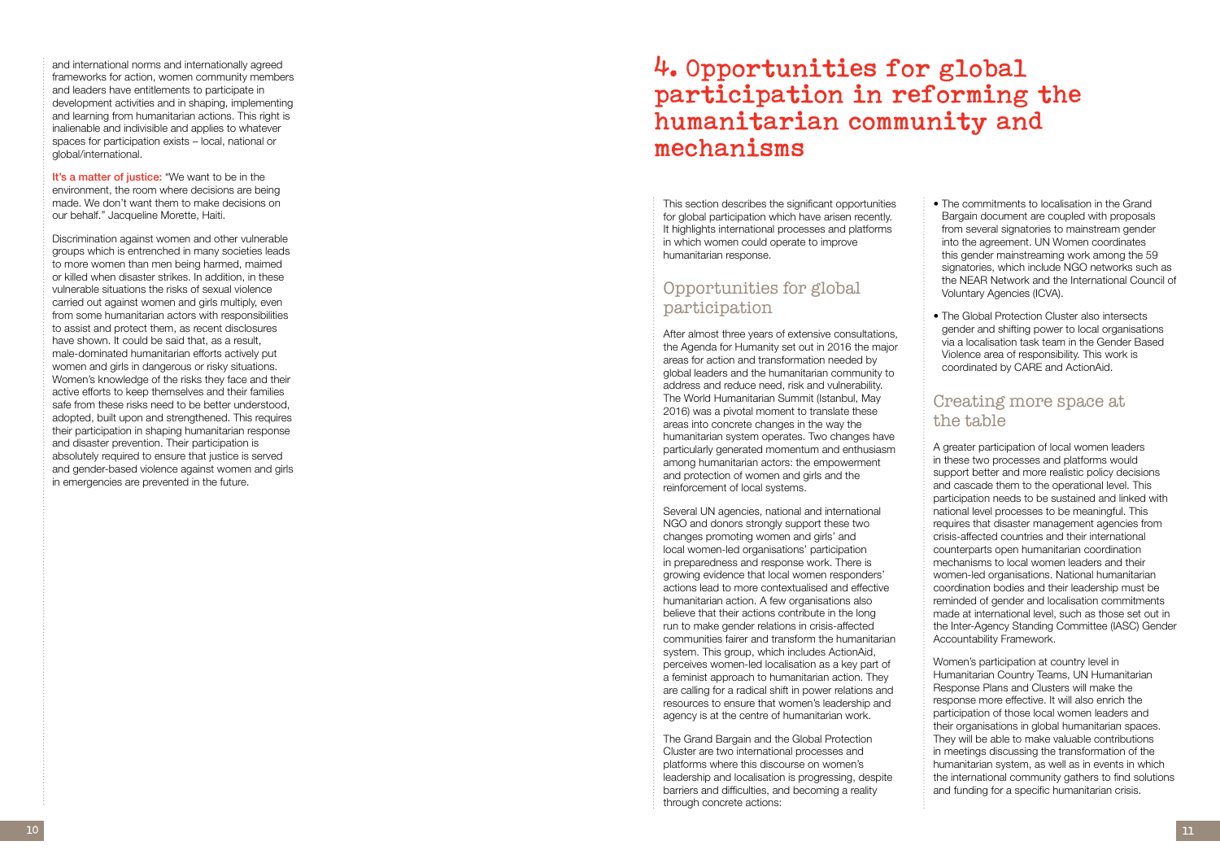and international norms and internationally agreed frameworks for action, women community members and leaders have entitlements to participate in development activities and in shaping, implementing and learning from humanitarian actions. This right is inalienable and indivisible and applies to whatever spaces for participation exists – local, national or global/international.

**It's a matter of justice:** "We want to be in the environment, the room where decisions are being made. We don't want them to make decisions on our behalf." Jacqueline Morette, Haiti.

Discrimination against women and other vulnerable groups which is entrenched in many societies leads to more women than men being harmed, maimed or killed when disaster strikes. In addition, in these vulnerable situations the risks of sexual violence carried out against women and girls multiply, even from some humanitarian actors with responsibilities to assist and protect them, as recent disclosures have shown. It could be said that, as a result, male-dominated humanitarian efforts actively put women and girls in dangerous or risky situations. Women's knowledge of the risks they face and their active efforts to keep themselves and their families safe from these risks need to be better understood, adopted, built upon and strengthened. This requires their participation in shaping humanitarian response and disaster prevention. Their participation is absolutely required to ensure that justice is served and gender-based violence against women and girls in emergencies are prevented in the future.

# 4. Opportunities for global participation in reforming the humanitarian community and mechanisms

This section describes the significant opportunities for global participation which have arisen recently. It highlights international processes and platforms in which women could operate to improve humanitarian response.

## Opportunities for global participation

After almost three years of extensive consultations, the Agenda for Humanity set out in 2016 the major areas for action and transformation needed by global leaders and the humanitarian community to address and reduce need, risk and vulnerability. The World Humanitarian Summit (Istanbul, May 2016) was a pivotal moment to translate these areas into concrete changes in the way the humanitarian system operates. Two changes have particularly generated momentum and enthusiasm among humanitarian actors: the empowerment and protection of women and girls and the reinforcement of local systems.

Several UN agencies, national and international NGO and donors strongly support these two changes promoting women and girls' and local women-led organisations' participation in preparedness and response work. There is growing evidence that local women responders' actions lead to more contextualised and effective humanitarian action. A few organisations also believe that their actions contribute in the long run to make gender relations in crisis-affected communities fairer and transform the humanitarian system. This group, which includes ActionAid, perceives women-led localisation as a key part of a feminist approach to humanitarian action. They are calling for a radical shift in power relations and resources to ensure that women's leadership and agency is at the centre of humanitarian work.

The Grand Bargain and the Global Protection Cluster are two international processes and platforms where this discourse on women's leadership and localisation is progressing, despite barriers and difficulties, and becoming a reality through concrete actions:

- The commitments to localisation in the Grand Bargain document are coupled with proposals from several signatories to mainstream gender into the agreement. UN Women coordinates this gender mainstreaming work among the 59 signatories, which include NGO networks such as the NEAR Network and the International Council of Voluntary Agencies (ICVA).
- The Global Protection Cluster also intersects gender and shifting power to local organisations via a localisation task team in the Gender Based Violence area of responsibility. This work is coordinated by CARE and ActionAid.

## Creating more space at the table

A greater participation of local women leaders in these two processes and platforms would support better and more realistic policy decisions and cascade them to the operational level. This participation needs to be sustained and linked with national level processes to be meaningful. This requires that disaster management agencies from crisis-affected countries and their international counterparts open humanitarian coordination mechanisms to local women leaders and their women-led organisations. National humanitarian coordination bodies and their leadership must be reminded of gender and localisation commitments made at international level, such as those set out in the Inter-Agency Standing Committee (IASC) Gender Accountability Framework.

Women's participation at country level in Humanitarian Country Teams, UN Humanitarian Response Plans and Clusters will make the response more effective. It will also enrich the participation of those local women leaders and their organisations in global humanitarian spaces. They will be able to make valuable contributions in meetings discussing the transformation of the humanitarian system, as well as in events in which the international community gathers to find solutions and funding for a specific humanitarian crisis.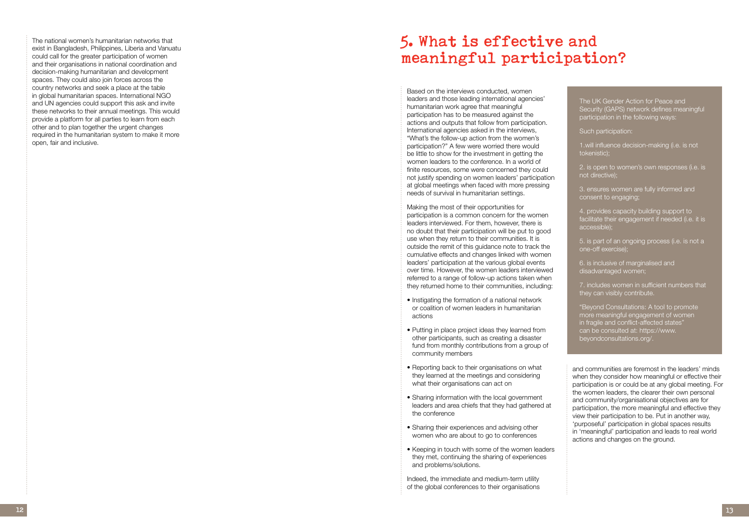The national women's humanitarian networks that exist in Bangladesh, Philippines, Liberia and Vanuatu could call for the greater participation of women and their organisations in national coordination and decision-making humanitarian and development spaces. They could also join forces across the country networks and seek a place at the table in global humanitarian spaces. International NGO and UN agencies could support this ask and invite these networks to their annual meetings. This would provide a platform for all parties to learn from each other and to plan together the urgent changes required in the humanitarian system to make it more open, fair and inclusive.

# 5. What is effective and meaningful participation?

Based on the interviews conducted, women leaders and those leading international agencies' humanitarian work agree that meaningful participation has to be measured against the actions and outputs that follow from participation. International agencies asked in the interviews, "What's the follow-up action from the women's participation?" A few were worried there would be little to show for the investment in getting the women leaders to the conference. In a world of finite resources, some were concerned they could not justify spending on women leaders' participation at global meetings when faced with more pressing needs of survival in humanitarian settings.

Making the most of their opportunities for participation is a common concern for the women leaders interviewed. For them, however, there is no doubt that their participation will be put to good use when they return to their communities. It is outside the remit of this guidance note to track the cumulative effects and changes linked with women leaders' participation at the various global events over time. However, the women leaders interviewed referred to a range of follow-up actions taken when they returned home to their communities, including:

- Instigating the formation of a national network or coalition of women leaders in humanitarian actions
- Putting in place project ideas they learned from other participants, such as creating a disaster fund from monthly contributions from a group of community members
- Reporting back to their organisations on what they learned at the meetings and considering what their organisations can act on
- Sharing information with the local government leaders and area chiefs that they had gathered at the conference
- Sharing their experiences and advising other women who are about to go to conferences
- Keeping in touch with some of the women leaders they met, continuing the sharing of experiences and problems/solutions.

Indeed, the immediate and medium-term utility of the global conferences to their organisations and communities are foremost in the leaders' minds when they consider how meaningful or effective their participation is or could be at any global meeting. For the women leaders, the clearer their own personal and community/organisational objectives are for participation, the more meaningful and effective they view their participation to be. Put in another way, 'purposeful' participation in global spaces results in 'meaningful' participation and leads to real world actions and changes on the ground.

The UK Gender Action for Peace and Security (GAPS) network defines meaningful participation in the following ways:

Such participation:

1. will influence decision-making (i.e. is not tokenistic);
2. is open to women's own responses (i.e. is not directive);
3. ensures women are fully informed and consent to engaging;
4. provides capacity building support to facilitate their engagement if needed (i.e. it is accessible);
5. is part of an ongoing process (i.e. is not a one-off exercise);
6. is inclusive of marginalised and disadvantaged women;
7. includes women in sufficient numbers that they can visibly contribute.

"Beyond Consultations: A tool to promote more meaningful engagement of women in fragile and conflict-affected states" can be consulted at: https://www.beyondconsultations.org/.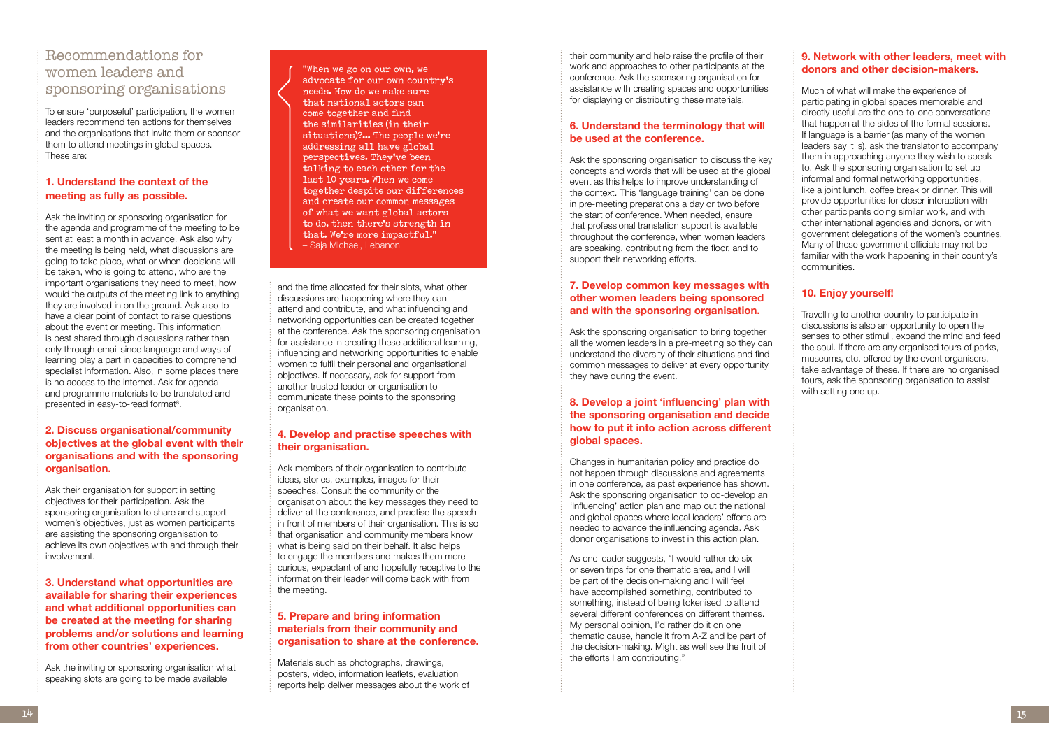# Recommendations for women leaders and sponsoring organisations

To ensure 'purposeful' participation, the women leaders recommend ten actions for themselves and the organisations that invite them or sponsor them to attend meetings in global spaces. These are:

### 1. Understand the context of the meeting as fully as possible.

Ask the inviting or sponsoring organisation for the agenda and programme of the meeting to be sent at least a month in advance. Ask also why the meeting is being held, what discussions are going to take place, what or when decisions will be taken, who is going to attend, who are the important organisations they need to meet, how would the outputs of the meeting link to anything they are involved in on the ground. Ask also to have a clear point of contact to raise questions about the event or meeting. This information is best shared through discussions rather than only through email since language and ways of learning play a part in capacities to comprehend specialist information. Also, in some places there is no access to the internet. Ask for agenda and programme materials to be translated and presented in easy-to-read format[6].

### 2. Discuss organisational/community objectives at the global event with their organisations and with the sponsoring organisation.

Ask their organisation for support in setting objectives for their participation. Ask the sponsoring organisation to share and support women's objectives, just as women participants are assisting the sponsoring organisation to achieve its own objectives with and through their involvement.

### 3. Understand what opportunities are available for sharing their experiences and what additional opportunities can be created at the meeting for sharing problems and/or solutions and learning from other countries' experiences.

Ask the inviting or sponsoring organisation what speaking slots are going to be made available and the time allocated for their slots, what other discussions are happening where they can attend and contribute, and what influencing and networking opportunities can be created together at the conference. Ask the sponsoring organisation for assistance in creating these additional learning, influencing and networking opportunities to enable women to fulfil their personal and organisational objectives. If necessary, ask for support from another trusted leader or organisation to communicate these points to the sponsoring organisation.

> "When we go on our own, we advocate for our own country's needs. How do we make sure that national actors can come together and find the similarities (in their situations)?... The people we're addressing all have global perspectives. They've been talking to each other for the last 10 years. When we come together despite our differences and create our common messages of what we want global actors to do, then there's strength in that. We're more impactful."
> – Saja Michael, Lebanon

### 4. Develop and practise speeches with their organisation.

Ask members of their organisation to contribute ideas, stories, examples, images for their speeches. Consult the community or the organisation about the key messages they need to deliver at the conference, and practise the speech in front of members of their organisation. This is so that organisation and community members know what is being said on their behalf. It also helps to engage the members and makes them more curious, expectant of and hopefully receptive to the information their leader will come back with from the meeting.

### 5. Prepare and bring information materials from their community and organisation to share at the conference.

Materials such as photographs, drawings, posters, video, information leaflets, evaluation reports help deliver messages about the work of their community and help raise the profile of their work and approaches to other participants at the conference. Ask the sponsoring organisation for assistance with creating spaces and opportunities for displaying or distributing these materials.

### 6. Understand the terminology that will be used at the conference.

Ask the sponsoring organisation to discuss the key concepts and words that will be used at the global event as this helps to improve understanding of the context. This 'language training' can be done in pre-meeting preparations a day or two before the start of conference. When needed, ensure that professional translation support is available throughout the conference, when women leaders are speaking, contributing from the floor, and to support their networking efforts.

### 7. Develop common key messages with other women leaders being sponsored and with the sponsoring organisation.

Ask the sponsoring organisation to bring together all the women leaders in a pre-meeting so they can understand the diversity of their situations and find common messages to deliver at every opportunity they have during the event.

### 8. Develop a joint 'influencing' plan with the sponsoring organisation and decide how to put it into action across different global spaces.

Changes in humanitarian policy and practice do not happen through discussions and agreements in one conference, as past experience has shown. Ask the sponsoring organisation to co-develop an 'influencing' action plan and map out the national and global spaces where local leaders' efforts are needed to advance the influencing agenda. Ask donor organisations to invest in this action plan.

As one leader suggests, "I would rather do six or seven trips for one thematic area, and I will be part of the decision-making and I will feel I have accomplished something, contributed to something, instead of being tokenised to attend several different conferences on different themes. My personal opinion, I'd rather do it on one thematic cause, handle it from A-Z and be part of the decision-making. Might as well see the fruit of the efforts I am contributing."

### 9. Network with other leaders, meet with donors and other decision-makers.

Much of what will make the experience of participating in global spaces memorable and directly useful are the one-to-one conversations that happen at the sides of the formal sessions. If language is a barrier (as many of the women leaders say it is), ask the translator to accompany them in approaching anyone they wish to speak to. Ask the sponsoring organisation to set up informal and formal networking opportunities, like a joint lunch, coffee break or dinner. This will provide opportunities for closer interaction with other participants doing similar work, and with other international agencies and donors, or with government delegations of the women's countries. Many of these government officials may not be familiar with the work happening in their country's communities.

### 10. Enjoy yourself!

Travelling to another country to participate in discussions is also an opportunity to open the senses to other stimuli, expand the mind and feed the soul. If there are any organised tours of parks, museums, etc. offered by the event organisers, take advantage of these. If there are no organised tours, ask the sponsoring organisation to assist with setting one up.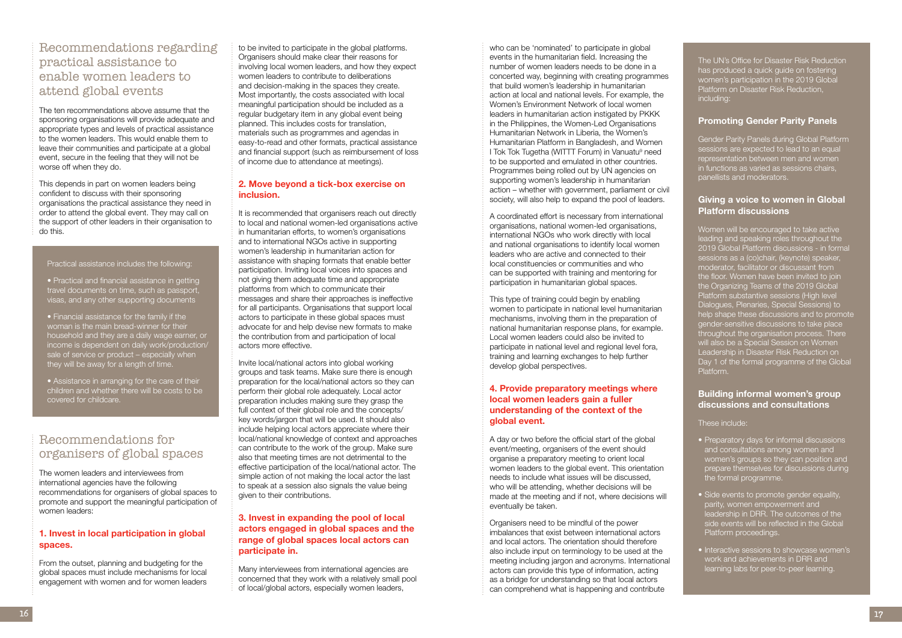## Recommendations regarding practical assistance to enable women leaders to attend global events

The ten recommendations above assume that the sponsoring organisations will provide adequate and appropriate types and levels of practical assistance to the women leaders. This would enable them to leave their communities and participate at a global event, secure in the feeling that they will not be worse off when they do.

This depends in part on women leaders being confident to discuss with their sponsoring organisations the practical assistance they need in order to attend the global event. They may call on the support of other leaders in their organisation to do this.

> Practical assistance includes the following:
>
> - Practical and financial assistance in getting travel documents on time, such as passport, visas, and any other supporting documents
> - Financial assistance for the family if the woman is the main bread-winner for their household and they are a daily wage earner, or income is dependent on daily work/production/sale of service or product – especially when they will be away for a length of time.
> - Assistance in arranging for the care of their children and whether there will be costs to be covered for childcare.

## Recommendations for organisers of global spaces

The women leaders and interviewees from international agencies have the following recommendations for organisers of global spaces to promote and support the meaningful participation of women leaders:

### 1. Invest in local participation in global spaces.

From the outset, planning and budgeting for the global spaces must include mechanisms for local engagement with women and for women leaders to be invited to participate in the global platforms. Organisers should make clear their reasons for involving local women leaders, and how they expect women leaders to contribute to deliberations and decision-making in the spaces they create. Most importantly, the costs associated with local meaningful participation should be included as a regular budgetary item in any global event being planned. This includes costs for translation, materials such as programmes and agendas in easy-to-read and other formats, practical assistance and financial support (such as reimbursement of loss of income due to attendance at meetings).

### 2. Move beyond a tick-box exercise on inclusion.

It is recommended that organisers reach out directly to local and national women-led organisations active in humanitarian efforts, to women's organisations and to international NGOs active in supporting women's leadership in humanitarian action for assistance with shaping formats that enable better participation. Inviting local voices into spaces and not giving them adequate time and appropriate platforms from which to communicate their messages and share their approaches is ineffective for all participants. Organisations that support local actors to participate in these global spaces must advocate for and help devise new formats to make the contribution from and participation of local actors more effective.

Invite local/national actors into global working groups and task teams. Make sure there is enough preparation for the local/national actors so they can perform their global role adequately. Local actor preparation includes making sure they grasp the full context of their global role and the concepts/key words/jargon that will be used. It should also include helping local actors appreciate where their local/national knowledge of context and approaches can contribute to the work of the group. Make sure also that meeting times are not detrimental to the effective participation of the local/national actor. The simple action of not making the local actor the last to speak at a session also signals the value being given to their contributions.

### 3. Invest in expanding the pool of local actors engaged in global spaces and the range of global spaces local actors can participate in.

Many interviewees from international agencies are concerned that they work with a relatively small pool of local/global actors, especially women leaders, who can be 'nominated' to participate in global events in the humanitarian field. Increasing the number of women leaders needs to be done in a concerted way, beginning with creating programmes that build women's leadership in humanitarian action at local and national levels. For example, the Women's Environment Network of local women leaders in humanitarian action instigated by PKKK in the Philippines, the Women-Led Organisations Humanitarian Network in Liberia, the Women's Humanitarian Platform in Bangladesh, and Women I Tok Tok Tugetha (WITTT Forum) in Vanuatu[9] need to be supported and emulated in other countries. Programmes being rolled out by UN agencies on supporting women's leadership in humanitarian action – whether with government, parliament or civil society, will also help to expand the pool of leaders.

A coordinated effort is necessary from international organisations, national women-led organisations, international NGOs who work directly with local and national organisations to identify local women leaders who are active and connected to their local constituencies or communities and who can be supported with training and mentoring for participation in humanitarian global spaces.

This type of training could begin by enabling women to participate in national level humanitarian mechanisms, involving them in the preparation of national humanitarian response plans, for example. Local women leaders could also be invited to participate in national level and regional level fora, training and learning exchanges to help further develop global perspectives.

### 4. Provide preparatory meetings where local women leaders gain a fuller understanding of the context of the global event.

A day or two before the official start of the global event/meeting, organisers of the event should organise a preparatory meeting to orient local women leaders to the global event. This orientation needs to include what issues will be discussed, who will be attending, whether decisions will be made at the meeting and if not, where decisions will eventually be taken.

Organisers need to be mindful of the power imbalances that exist between international actors and local actors. The orientation should therefore also include input on terminology to be used at the meeting including jargon and acronyms. International actors can provide this type of information, acting as a bridge for understanding so that local actors can comprehend what is happening and contribute

> The UN's Office for Disaster Risk Reduction has produced a quick guide on fostering women's participation in the 2019 Global Platform on Disaster Risk Reduction, including:
>
> **Promoting Gender Parity Panels**
>
> Gender Parity Panels during Global Platform sessions are expected to lead to an equal representation between men and women in functions as varied as sessions chairs, panellists and moderators.
>
> **Giving a voice to women in Global Platform discussions**
>
> Women will be encouraged to take active leading and speaking roles throughout the 2019 Global Platform discussions - in formal sessions as a (co)chair, (keynote) speaker, moderator, facilitator or discussant from the floor. Women have been invited to join the Organizing Teams of the 2019 Global Platform substantive sessions (High level Dialogues, Plenaries, Special Sessions) to help shape these discussions and to promote gender-sensitive discussions to take place throughout the organisation process. There will also be a Special Session on Women Leadership in Disaster Risk Reduction on Day 1 of the formal programme of the Global Platform.
>
> **Building informal women's group discussions and consultations**
>
> These include:
>
> - Preparatory days for informal discussions and consultations among women and women's groups so they can position and prepare themselves for discussions during the formal programme.
> - Side events to promote gender equality, parity, women empowerment and leadership in DRR. The outcomes of the side events will be reflected in the Global Platform proceedings.
> - Interactive sessions to showcase women's work and achievements in DRR and learning labs for peer-to-peer learning.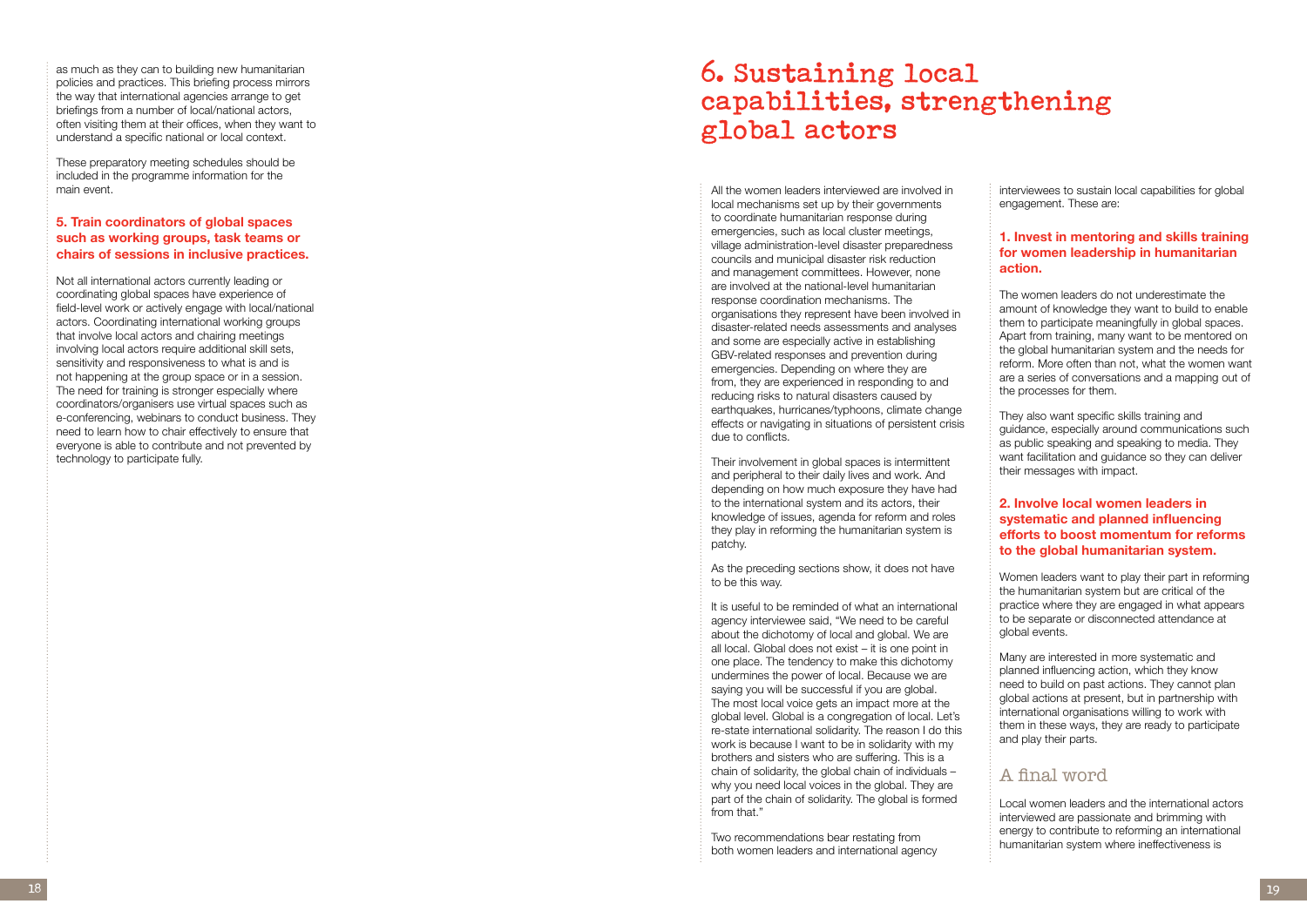as much as they can to building new humanitarian policies and practices. This briefing process mirrors the way that international agencies arrange to get briefings from a number of local/national actors, often visiting them at their offices, when they want to understand a specific national or local context.

These preparatory meeting schedules should be included in the programme information for the main event.

### 5. Train coordinators of global spaces such as working groups, task teams or chairs of sessions in inclusive practices.

Not all international actors currently leading or coordinating global spaces have experience of field-level work or actively engage with local/national actors. Coordinating international working groups that involve local actors and chairing meetings involving local actors require additional skill sets, sensitivity and responsiveness to what is and is not happening at the group space or in a session. The need for training is stronger especially where coordinators/organisers use virtual spaces such as e-conferencing, webinars to conduct business. They need to learn how to chair effectively to ensure that everyone is able to contribute and not prevented by technology to participate fully.

# 6. Sustaining local capabilities, strengthening global actors

All the women leaders interviewed are involved in local mechanisms set up by their governments to coordinate humanitarian response during emergencies, such as local cluster meetings, village administration-level disaster preparedness councils and municipal disaster risk reduction and management committees. However, none are involved at the national-level humanitarian response coordination mechanisms. The organisations they represent have been involved in disaster-related needs assessments and analyses and some are especially active in establishing GBV-related responses and prevention during emergencies. Depending on where they are from, they are experienced in responding to and reducing risks to natural disasters caused by earthquakes, hurricanes/typhoons, climate change effects or navigating in situations of persistent crisis due to conflicts.

Their involvement in global spaces is intermittent and peripheral to their daily lives and work. And depending on how much exposure they have had to the international system and its actors, their knowledge of issues, agenda for reform and roles they play in reforming the humanitarian system is patchy.

As the preceding sections show, it does not have to be this way.

It is useful to be reminded of what an international agency interviewee said, "We need to be careful about the dichotomy of local and global. We are all local. Global does not exist – it is one point in one place. The tendency to make this dichotomy undermines the power of local. Because we are saying you will be successful if you are global. The most local voice gets an impact more at the global level. Global is a congregation of local. Let's re-state international solidarity. The reason I do this work is because I want to be in solidarity with my brothers and sisters who are suffering. This is a chain of solidarity, the global chain of individuals – why you need local voices in the global. They are part of the chain of solidarity. The global is formed from that."

Two recommendations bear restating from both women leaders and international agency interviewees to sustain local capabilities for global engagement. These are:

### 1. Invest in mentoring and skills training for women leadership in humanitarian action.

The women leaders do not underestimate the amount of knowledge they want to build to enable them to participate meaningfully in global spaces. Apart from training, many want to be mentored on the global humanitarian system and the needs for reform. More often than not, what the women want are a series of conversations and a mapping out of the processes for them.

They also want specific skills training and guidance, especially around communications such as public speaking and speaking to media. They want facilitation and guidance so they can deliver their messages with impact.

### 2. Involve local women leaders in systematic and planned influencing efforts to boost momentum for reforms to the global humanitarian system.

Women leaders want to play their part in reforming the humanitarian system but are critical of the practice where they are engaged in what appears to be separate or disconnected attendance at global events.

Many are interested in more systematic and planned influencing action, which they know need to build on past actions. They cannot plan global actions at present, but in partnership with international organisations willing to work with them in these ways, they are ready to participate and play their parts.

## A final word

Local women leaders and the international actors interviewed are passionate and brimming with energy to contribute to reforming an international humanitarian system where ineffectiveness is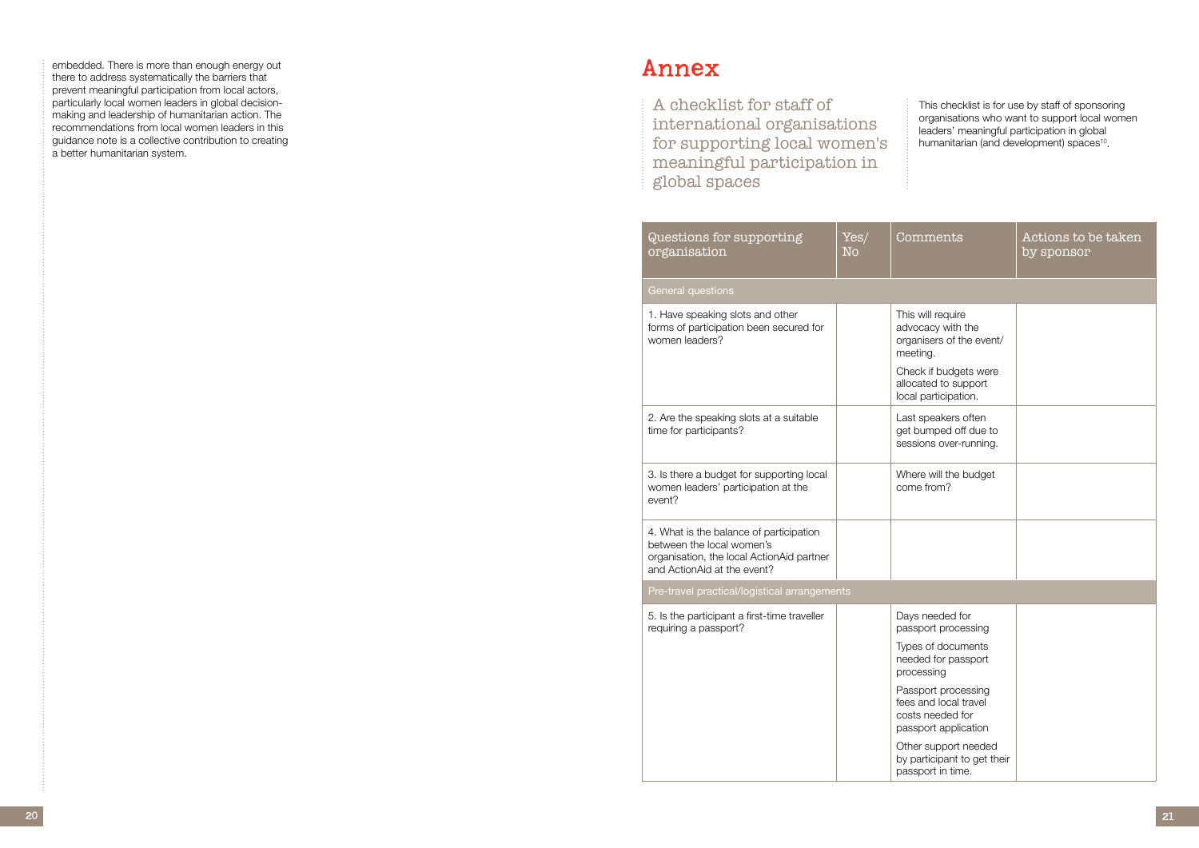embedded. There is more than enough energy out there to address systematically the barriers that prevent meaningful participation from local actors, particularly local women leaders in global decision-making and leadership of humanitarian action. The recommendations from local women leaders in this guidance note is a collective contribution to creating a better humanitarian system.

# Annex

## A checklist for staff of international organisations for supporting local women's meaningful participation in global spaces

This checklist is for use by staff of sponsoring organisations who want to support local women leaders' meaningful participation in global humanitarian (and development) spaces[10].

| Questions for supporting organisation | Yes/ No | Comments | Actions to be taken by sponsor |
|---|---|---|---|
| **General questions** | | | |
| 1. Have speaking slots and other forms of participation been secured for women leaders? | | This will require advocacy with the organisers of the event/ meeting. Check if budgets were allocated to support local participation. | |
| 2. Are the speaking slots at a suitable time for participants? | | Last speakers often get bumped off due to sessions over-running. | |
| 3. Is there a budget for supporting local women leaders' participation at the event? | | Where will the budget come from? | |
| 4. What is the balance of participation between the local women's organisation, the local ActionAid partner and ActionAid at the event? | | | |
| **Pre-travel practical/logistical arrangements** | | | |
| 5. Is the participant a first-time traveller requiring a passport? | | Days needed for passport processing<br>Types of documents needed for passport processing<br>Passport processing fees and local travel costs needed for passport application<br>Other support needed by participant to get their passport in time. | |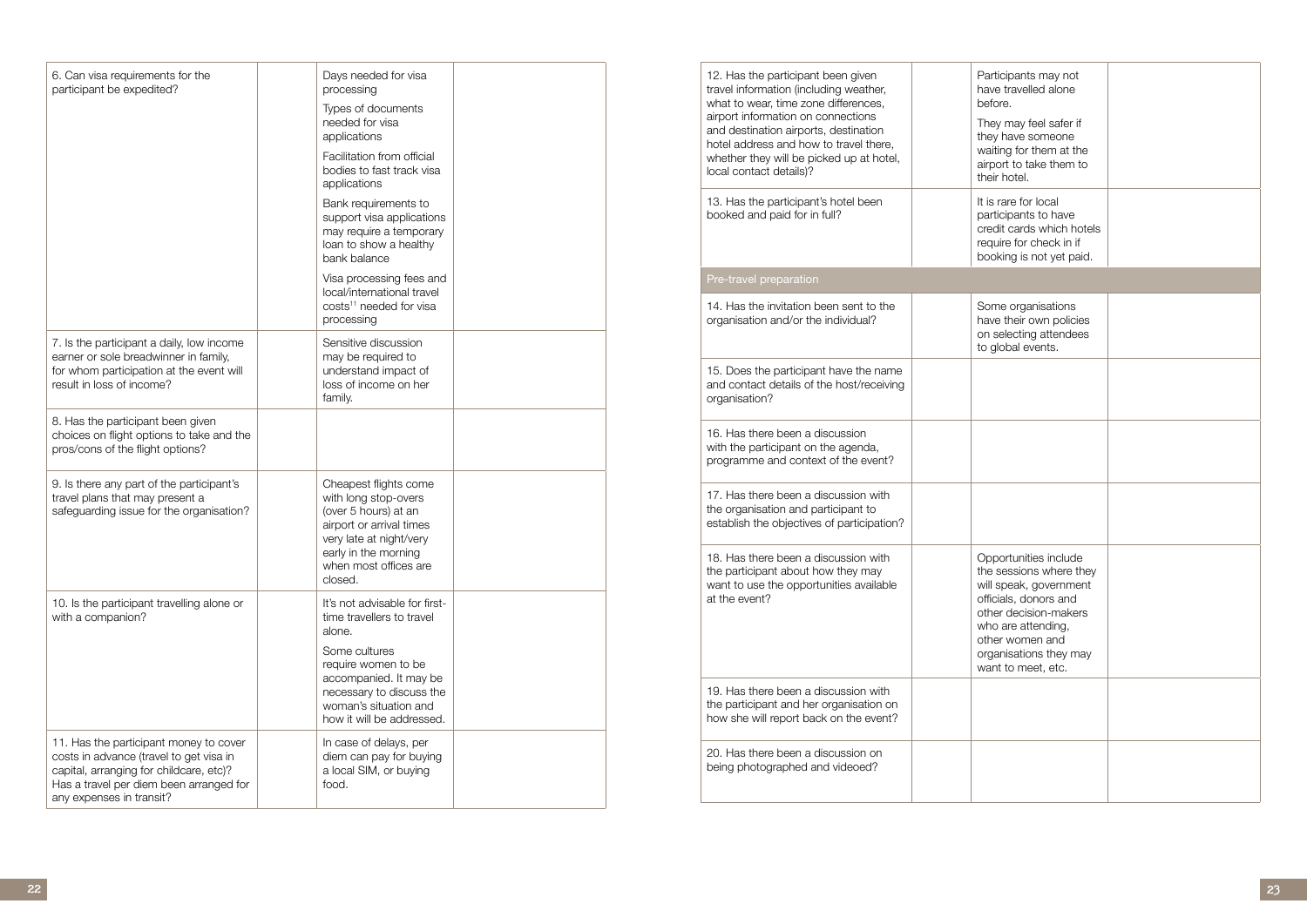| | | | |
|---|---|---|---|
| 6. Can visa requirements for the participant be expedited? | | Days needed for visa processing<br><br>Types of documents needed for visa applications<br><br>Facilitation from official bodies to fast track visa applications<br><br>Bank requirements to support visa applications may require a temporary loan to show a healthy bank balance<br><br>Visa processing fees and local/international travel costs[11] needed for visa processing | |
| 7. Is the participant a daily, low income earner or sole breadwinner in family, for whom participation at the event will result in loss of income? | | Sensitive discussion may be required to understand impact of loss of income on her family. | |
| 8. Has the participant been given choices on flight options to take and the pros/cons of the flight options? | | | |
| 9. Is there any part of the participant's travel plans that may present a safeguarding issue for the organisation? | | Cheapest flights come with long stop-overs (over 5 hours) at an airport or arrival times very late at night/very early in the morning when most offices are closed. | |
| 10. Is the participant travelling alone or with a companion? | | It's not advisable for first-time travellers to travel alone.<br><br>Some cultures require women to be accompanied. It may be necessary to discuss the woman's situation and how it will be addressed. | |
| 11. Has the participant money to cover costs in advance (travel to get visa in capital, arranging for childcare, etc)? Has a travel per diem been arranged for any expenses in transit? | | In case of delays, per diem can pay for buying a local SIM, or buying food. | |
| 12. Has the participant been given travel information (including weather, what to wear, time zone differences, airport information on connections and destination airports, destination hotel address and how to travel there, whether they will be picked up at hotel, local contact details)? | | Participants may not have travelled alone before.<br><br>They may feel safer if they have someone waiting for them at the airport to take them to their hotel. | |
| 13. Has the participant's hotel been booked and paid for in full? | | It is rare for local participants to have credit cards which hotels require for check in if booking is not yet paid. | |
| **Pre-travel preparation** | | | |
| 14. Has the invitation been sent to the organisation and/or the individual? | | Some organisations have their own policies on selecting attendees to global events. | |
| 15. Does the participant have the name and contact details of the host/receiving organisation? | | | |
| 16. Has there been a discussion with the participant on the agenda, programme and context of the event? | | | |
| 17. Has there been a discussion with the organisation and participant to establish the objectives of participation? | | | |
| 18. Has there been a discussion with the participant about how they may want to use the opportunities available at the event? | | Opportunities include the sessions where they will speak, government officials, donors and other decision-makers who are attending, other women and organisations they may want to meet, etc. | |
| 19. Has there been a discussion with the participant and her organisation on how she will report back on the event? | | | |
| 20. Has there been a discussion on being photographed and videoed? | | | |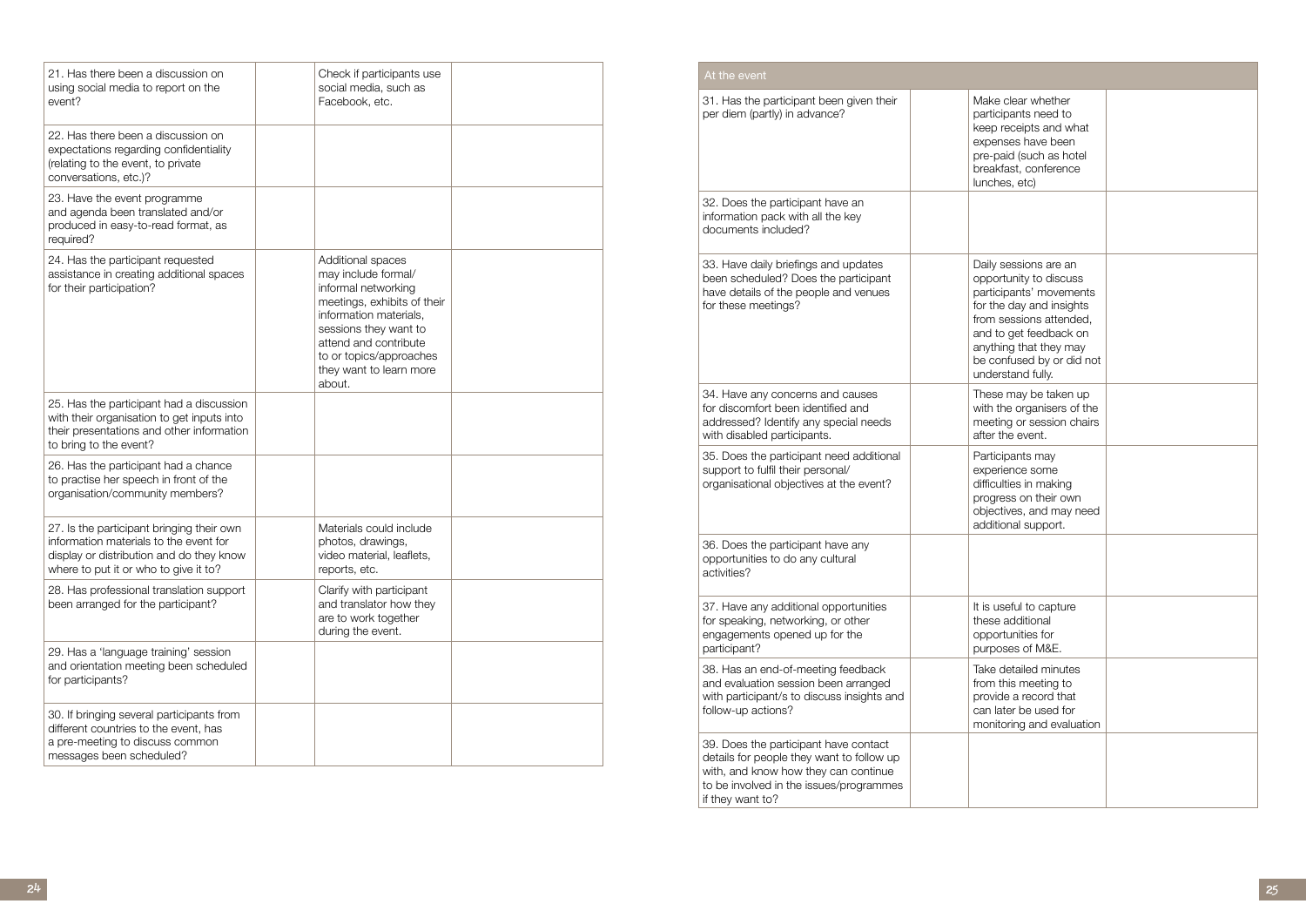| | | | |
|---|---|---|---|
| 21. Has there been a discussion on using social media to report on the event? | | Check if participants use social media, such as Facebook, etc. | |
| 22. Has there been a discussion on expectations regarding confidentiality (relating to the event, to private conversations, etc.)? | | | |
| 23. Have the event programme and agenda been translated and/or produced in easy-to-read format, as required? | | | |
| 24. Has the participant requested assistance in creating additional spaces for their participation? | | Additional spaces may include formal/ informal networking meetings, exhibits of their information materials, sessions they want to attend and contribute to or topics/approaches they want to learn more about. | |
| 25. Has the participant had a discussion with their organisation to get inputs into their presentations and other information to bring to the event? | | | |
| 26. Has the participant had a chance to practise her speech in front of the organisation/community members? | | | |
| 27. Is the participant bringing their own information materials to the event for display or distribution and do they know where to put it or who to give it to? | | Materials could include photos, drawings, video material, leaflets, reports, etc. | |
| 28. Has professional translation support been arranged for the participant? | | Clarify with participant and translator how they are to work together during the event. | |
| 29. Has a 'language training' session and orientation meeting been scheduled for participants? | | | |
| 30. If bringing several participants from different countries to the event, has a pre-meeting to discuss common messages been scheduled? | | | |

| At the event | | | |
|---|---|---|---|
| 31. Has the participant been given their per diem (partly) in advance? | | Make clear whether participants need to keep receipts and what expenses have been pre-paid (such as hotel breakfast, conference lunches, etc) | |
| 32. Does the participant have an information pack with all the key documents included? | | | |
| 33. Have daily briefings and updates been scheduled? Does the participant have details of the people and venues for these meetings? | | Daily sessions are an opportunity to discuss participants' movements for the day and insights from sessions attended, and to get feedback on anything that they may be confused by or did not understand fully. | |
| 34. Have any concerns and causes for discomfort been identified and addressed? Identify any special needs with disabled participants. | | These may be taken up with the organisers of the meeting or session chairs after the event. | |
| 35. Does the participant need additional support to fulfil their personal/ organisational objectives at the event? | | Participants may experience some difficulties in making progress on their own objectives, and may need additional support. | |
| 36. Does the participant have any opportunities to do any cultural activities? | | | |
| 37. Have any additional opportunities for speaking, networking, or other engagements opened up for the participant? | | It is useful to capture these additional opportunities for purposes of M&E. | |
| 38. Has an end-of-meeting feedback and evaluation session been arranged with participant/s to discuss insights and follow-up actions? | | Take detailed minutes from this meeting to provide a record that can later be used for monitoring and evaluation | |
| 39. Does the participant have contact details for people they want to follow up with, and know how they can continue to be involved in the issues/programmes if they want to? | | | |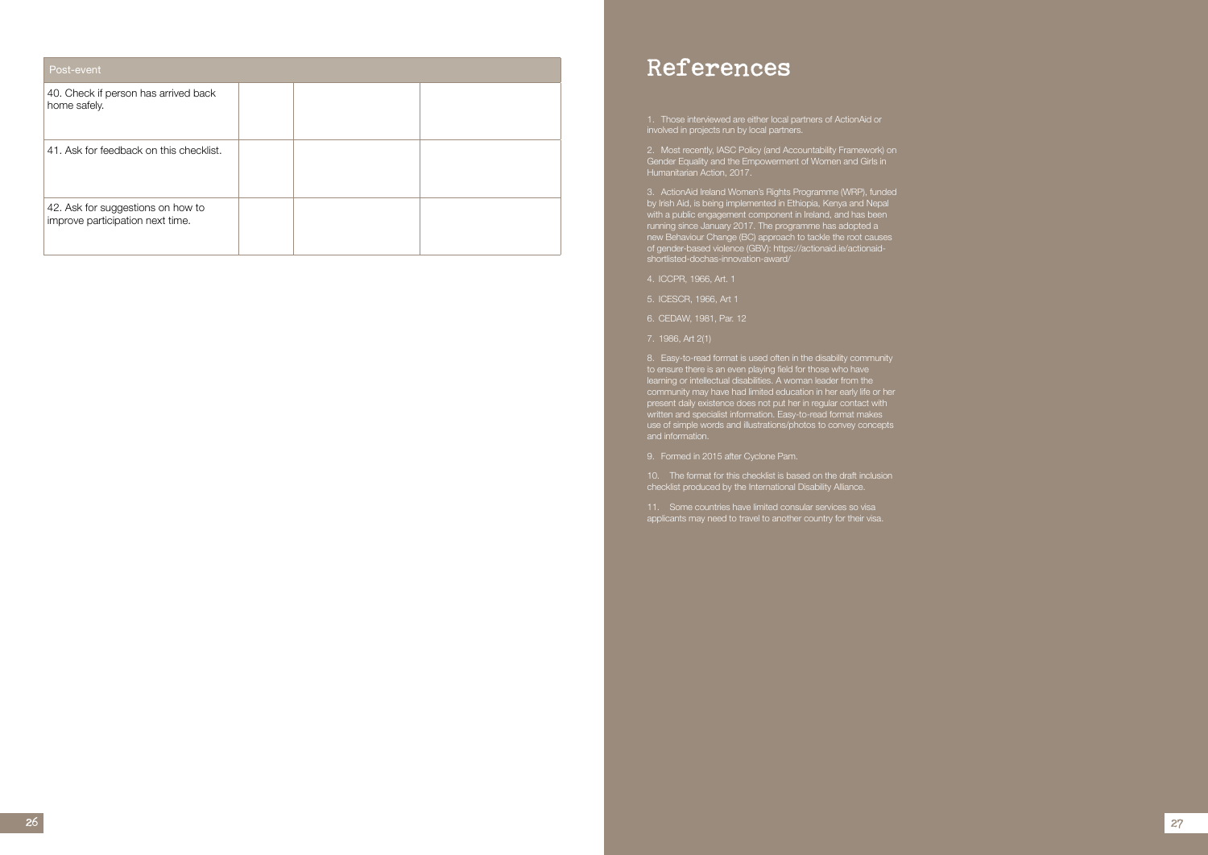| Post-event | | | |
|---|---|---|---|
| 40. Check if person has arrived back home safely. | | | |
| 41. Ask for feedback on this checklist. | | | |
| 42. Ask for suggestions on how to improve participation next time. | | | |

# References

1. Those interviewed are either local partners of ActionAid or involved in projects run by local partners.

2. Most recently, IASC Policy (and Accountability Framework) on Gender Equality and the Empowerment of Women and Girls in Humanitarian Action, 2017.

3. ActionAid Ireland Women's Rights Programme (WRP), funded by Irish Aid, is being implemented in Ethiopia, Kenya and Nepal with a public engagement component in Ireland, and has been running since January 2017. The programme has adopted a new Behaviour Change (BC) approach to tackle the root causes of gender-based violence (GBV): https://actionaid.ie/actionaid-shortlisted-dochas-innovation-award/

4. ICCPR, 1966, Art. 1

5. ICESCR, 1966, Art 1

6. CEDAW, 1981, Par. 12

7. 1986, Art 2(1)

8. Easy-to-read format is used often in the disability community to ensure there is an even playing field for those who have learning or intellectual disabilities. A woman leader from the community may have had limited education in her early life or her present daily existence does not put her in regular contact with written and specialist information. Easy-to-read format makes use of simple words and illustrations/photos to convey concepts and information.

9. Formed in 2015 after Cyclone Pam.

10. The format for this checklist is based on the draft inclusion checklist produced by the International Disability Alliance.

11. Some countries have limited consular services so visa applicants may need to travel to another country for their visa.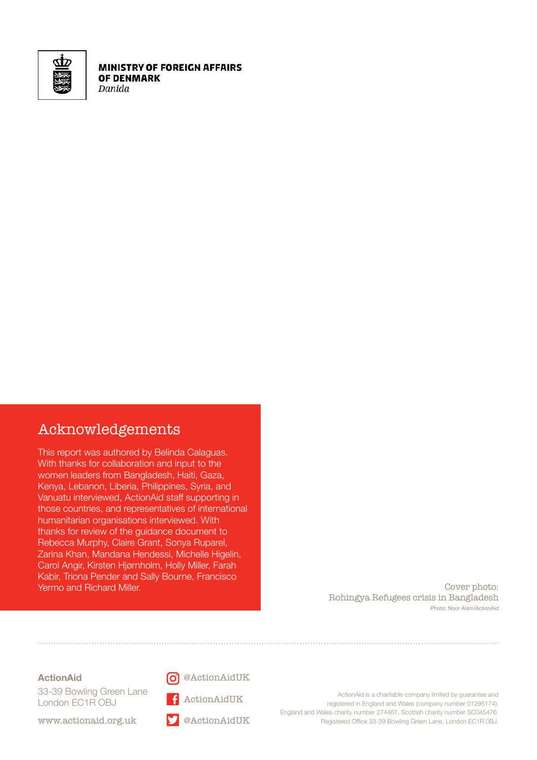**MINISTRY OF FOREIGN AFFAIRS OF DENMARK**
*Danida*

## Acknowledgements

This report was authored by Belinda Calaguas. With thanks for collaboration and input to the women leaders from Bangladesh, Haiti, Gaza, Kenya, Lebanon, Liberia, Philippines, Syria, and Vanuatu interviewed, ActionAid staff supporting in those countries, and representatives of international humanitarian organisations interviewed. With thanks for review of the guidance document to Rebecca Murphy, Claire Grant, Sonya Ruparel, Zarina Khan, Mandana Hendessi, Michelle Higelin, Carol Angir, Kirsten Hjørnholm, Holly Miller, Farah Kabir, Triona Pender and Sally Bourne, Francisco Yermo and Richard Miller.

Cover photo:
Rohingya Refugees crisis in Bangladesh
Photo: Noor Alam/ActionAid

**ActionAid**
33-39 Bowling Green Lane
London EC1R OBJ

www.actionaid.org.uk

@ActionAidUK
ActionAidUK
@ActionAidUK

ActionAid is a charitable company limited by guarantee and registered in England and Wales (company number 01295174). England and Wales charity number 274467, Scottish charity number SC045476. Registered Office 33-39 Bowling Green Lane, London EC1R 0BJ.